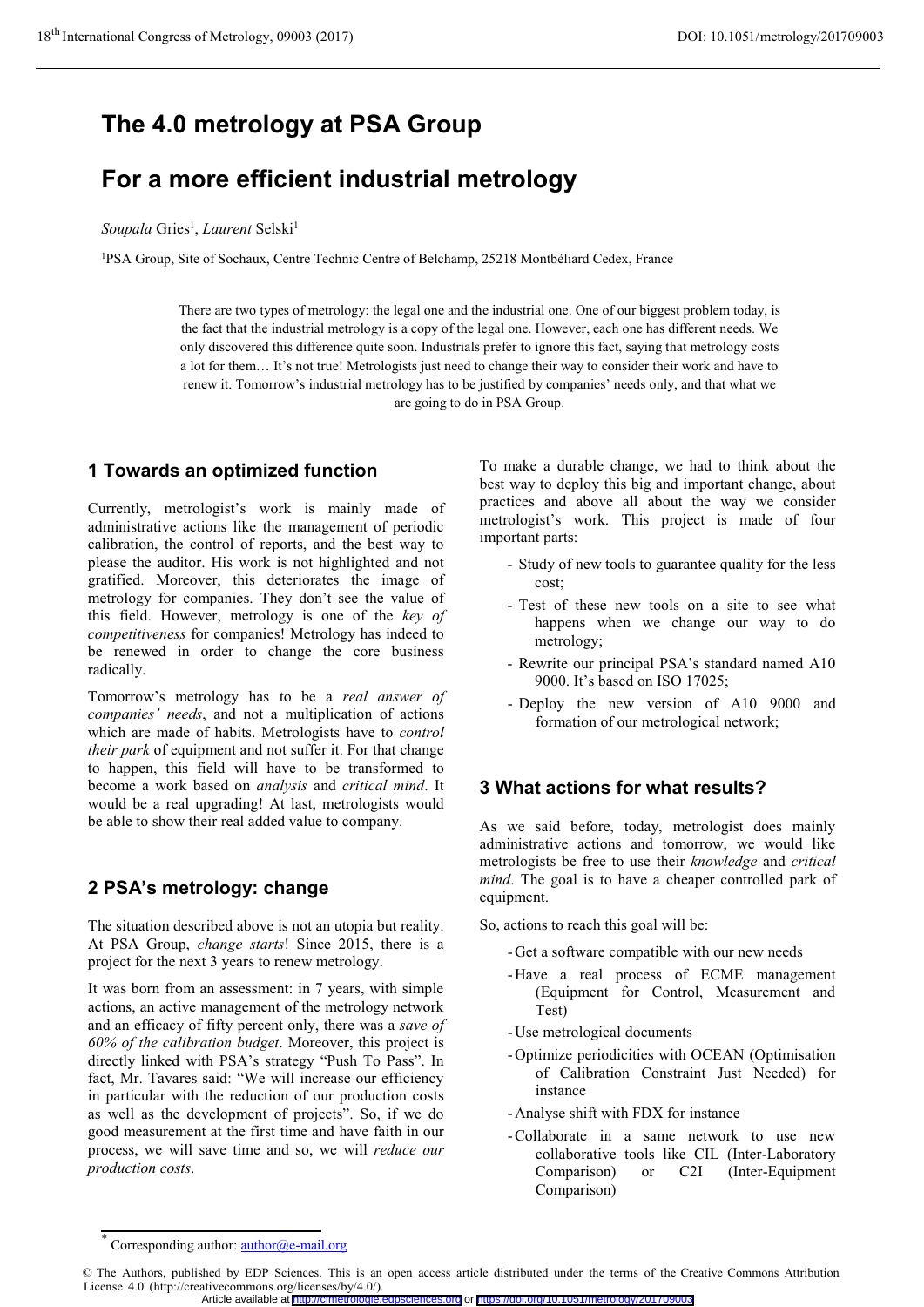# The 4.0 metrology at PSA Group

# For a more efficient industrial metrology

*Soupala* Gries[1], *Laurent* Selski[1]

[1]PSA Group, Site of Sochaux, Centre Technic Centre of Belchamp, 25218 Montbéliard Cedex, France

There are two types of metrology: the legal one and the industrial one. One of our biggest problem today, is the fact that the industrial metrology is a copy of the legal one. However, each one has different needs. We only discovered this difference quite soon. Industrials prefer to ignore this fact, saying that metrology costs a lot for them… It's not true! Metrologists just need to change their way to consider their work and have to renew it. Tomorrow's industrial metrology has to be justified by companies' needs only, and that what we are going to do in PSA Group.

## 1 Towards an optimized function

Currently, metrologist's work is mainly made of administrative actions like the management of periodic calibration, the control of reports, and the best way to please the auditor. His work is not highlighted and not gratified. Moreover, this deteriorates the image of metrology for companies. They don't see the value of this field. However, metrology is one of the *key of competitiveness* for companies! Metrology has indeed to be renewed in order to change the core business radically.

Tomorrow's metrology has to be a *real answer of companies' needs*, and not a multiplication of actions which are made of habits. Metrologists have to *control their park* of equipment and not suffer it. For that change to happen, this field will have to be transformed to become a work based on *analysis* and *critical mind*. It would be a real upgrading! At last, metrologists would be able to show their real added value to company.

## 2 PSA's metrology: change

The situation described above is not an utopia but reality. At PSA Group, *change starts*! Since 2015, there is a project for the next 3 years to renew metrology.

It was born from an assessment: in 7 years, with simple actions, an active management of the metrology network and an efficacy of fifty percent only, there was a *save of 60% of the calibration budget*. Moreover, this project is directly linked with PSA's strategy "Push To Pass". In fact, Mr. Tavares said: "We will increase our efficiency in particular with the reduction of our production costs as well as the development of projects". So, if we do good measurement at the first time and have faith in our process, we will save time and so, we will *reduce our production costs*.

To make a durable change, we had to think about the best way to deploy this big and important change, about practices and above all about the way we consider metrologist's work. This project is made of four important parts:

- Study of new tools to guarantee quality for the less cost;
- Test of these new tools on a site to see what happens when we change our way to do metrology;
- Rewrite our principal PSA's standard named A10 9000. It's based on ISO 17025;
- Deploy the new version of A10 9000 and formation of our metrological network;

## 3 What actions for what results?

As we said before, today, metrologist does mainly administrative actions and tomorrow, we would like metrologists be free to use their *knowledge* and *critical mind*. The goal is to have a cheaper controlled park of equipment.

So, actions to reach this goal will be:

- Get a software compatible with our new needs
- Have a real process of ECME management (Equipment for Control, Measurement and Test)
- Use metrological documents
- Optimize periodicities with OCEAN (Optimisation of Calibration Constraint Just Needed) for instance
- Analyse shift with FDX for instance
- Collaborate in a same network to use new collaborative tools like CIL (Inter-Laboratory Comparison) or C2I (Inter-Equipment Comparison)

* Corresponding author: author@e-mail.org

© The Authors, published by EDP Sciences. This is an open access article distributed under the terms of the Creative Commons Attribution License 4.0 (http://creativecommons.org/licenses/by/4.0/).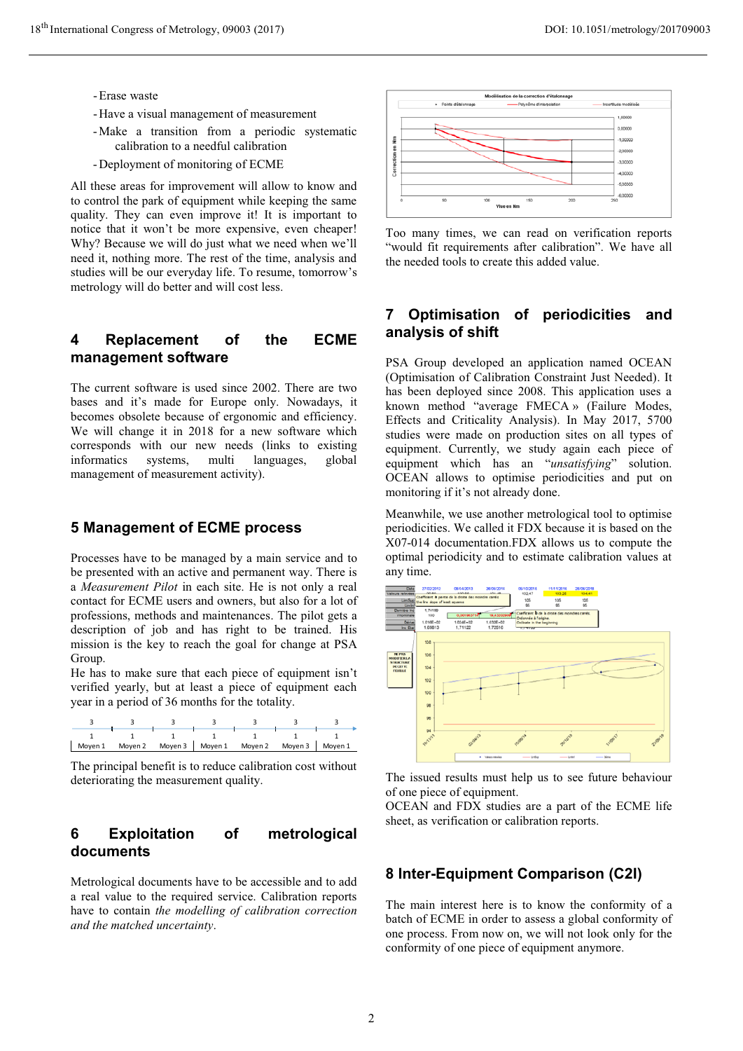- Erase waste
- Have a visual management of measurement
- Make a transition from a periodic systematic calibration to a needful calibration
- Deployment of monitoring of ECME

All these areas for improvement will allow to know and to control the park of equipment while keeping the same quality. They can even improve it! It is important to notice that it won't be more expensive, even cheaper! Why? Because we will do just what we need when we'll need it, nothing more. The rest of the time, analysis and studies will be our everyday life. To resume, tomorrow's metrology will do better and will cost less.

## 4 Replacement of the ECME management software

The current software is used since 2002. There are two bases and it's made for Europe only. Nowadays, it becomes obsolete because of ergonomic and efficiency. We will change it in 2018 for a new software which corresponds with our new needs (links to existing informatics systems, multi languages, global management of measurement activity).

## 5 Management of ECME process

Processes have to be managed by a main service and to be presented with an active and permanent way. There is a *Measurement Pilot* in each site. He is not only a real contact for ECME users and owners, but also for a lot of professions, methods and maintenances. The pilot gets a description of job and has right to be trained. His mission is the key to reach the goal for change at PSA Group.

He has to make sure that each piece of equipment isn't verified yearly, but at least a piece of equipment each year in a period of 36 months for the totality.

| 3 | 3 | 3 | 3 | 3 | 3 | 3 |
|---|---|---|---|---|---|---|
| 1 | 1 | 1 | 1 | 1 | 1 | 1 |
| Moyen 1 | Moyen 2 | Moyen 3 | Moyen 1 | Moyen 2 | Moyen 3 | Moyen 1 |

The principal benefit is to reduce calibration cost without deteriorating the measurement quality.

## 6 Exploitation of metrological documents

Metrological documents have to be accessible and to add a real value to the required service. Calibration reports have to contain *the modelling of calibration correction and the matched uncertainty*.

Too many times, we can read on verification reports "would fit requirements after calibration". We have all the needed tools to create this added value.

## 7 Optimisation of periodicities and analysis of shift

PSA Group developed an application named OCEAN (Optimisation of Calibration Constraint Just Needed). It has been deployed since 2008. This application uses a known method "average FMECA » (Failure Modes, Effects and Criticality Analysis). In May 2017, 5700 studies were made on production sites on all types of equipment. Currently, we study again each piece of equipment which has an "*unsatisfying*" solution. OCEAN allows to optimise periodicities and put on monitoring if it's not already done.

Meanwhile, we use another metrological tool to optimise periodicities. We called it FDX because it is based on the X07-014 documentation.FDX allows us to compute the optimal periodicity and to estimate calibration values at any time.

The issued results must help us to see future behaviour of one piece of equipment.

OCEAN and FDX studies are a part of the ECME life sheet, as verification or calibration reports.

## 8 Inter-Equipment Comparison (C2I)

The main interest here is to know the conformity of a batch of ECME in order to assess a global conformity of one process. From now on, we will not look only for the conformity of one piece of equipment anymore.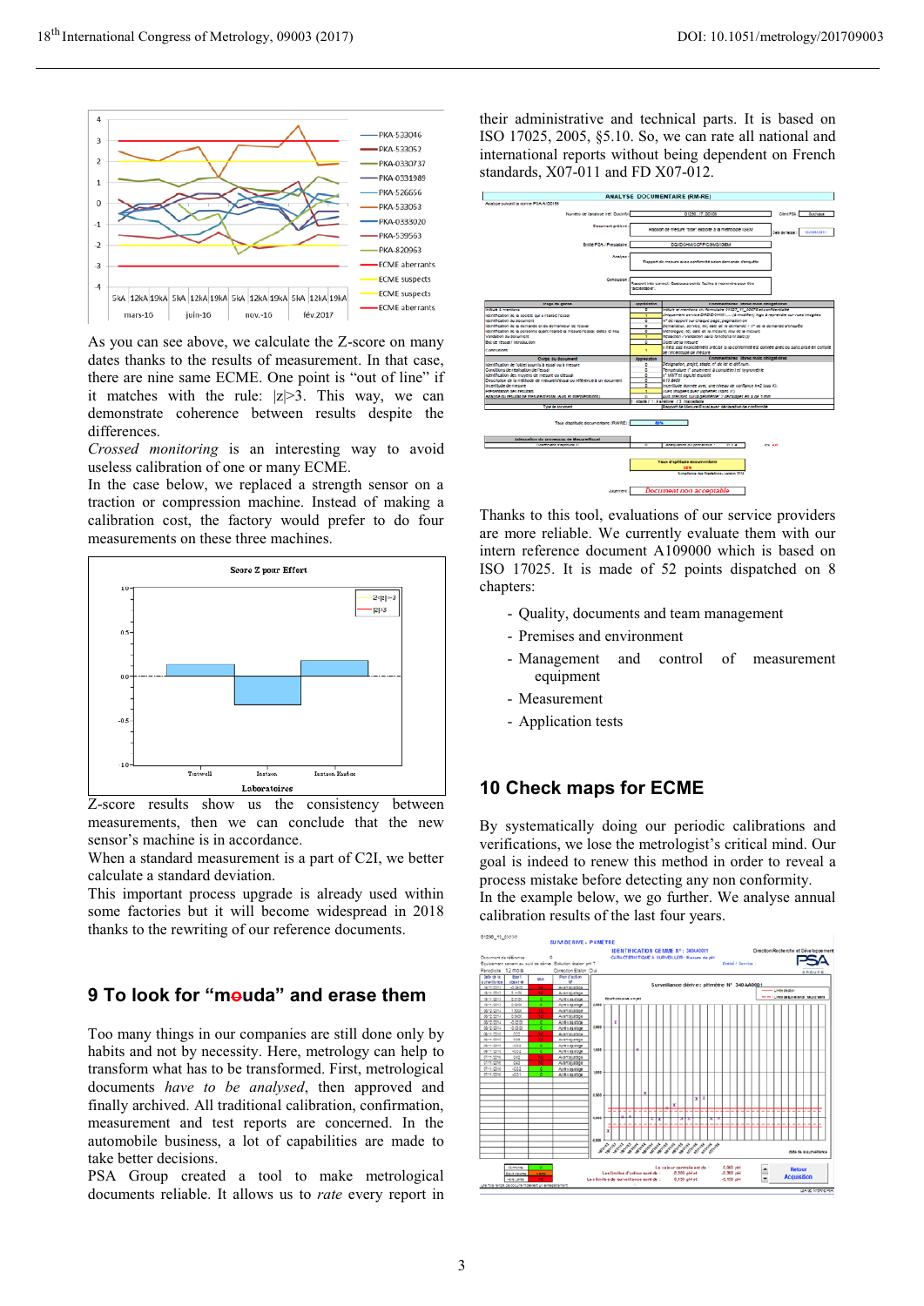As you can see above, we calculate the Z-score on many dates thanks to the results of measurement. In that case, there are nine same ECME. One point is “out of line” if it matches with the rule: |z|>3. This way, we can demonstrate coherence between results despite the differences.

*Crossed monitoring* is an interesting way to avoid useless calibration of one or many ECME.

In the case below, we replaced a strength sensor on a traction or compression machine. Instead of making a calibration cost, the factory would prefer to do four measurements on these three machines.

Z-score results show us the consistency between measurements, then we can conclude that the new sensor’s machine is in accordance.

When a standard measurement is a part of C2I, we better calculate a standard deviation.

This important process upgrade is already used within some factories but it will become widespread in 2018 thanks to the rewriting of our reference documents.

## 9 To look for “mouda” and erase them

Too many things in our companies are still done only by habits and not by necessity. Here, metrology can help to transform what has to be transformed. First, metrological documents *have to be analysed*, then approved and finally archived. All traditional calibration, confirmation, measurement and test reports are concerned. In the automobile business, a lot of capabilities are made to take better decisions.

PSA Group created a tool to make metrological documents reliable. It allows us to *rate* every report in their administrative and technical parts. It is based on ISO 17025, 2005, §5.10. So, we can rate all national and international reports without being dependent on French standards, X07-011 and FD X07-012.

Thanks to this tool, evaluations of our service providers are more reliable. We currently evaluate them with our intern reference document A109000 which is based on ISO 17025. It is made of 52 points dispatched on 8 chapters:

- Quality, documents and team management
- Premises and environment
- Management and control of measurement equipment
- Measurement
- Application tests

## 10 Check maps for ECME

By systematically doing our periodic calibrations and verifications, we lose the metrologist’s critical mind. Our goal is indeed to use this method in order to reveal a process mistake before detecting any non conformity.

In the example below, we go further. We analyse annual calibration results of the last four years.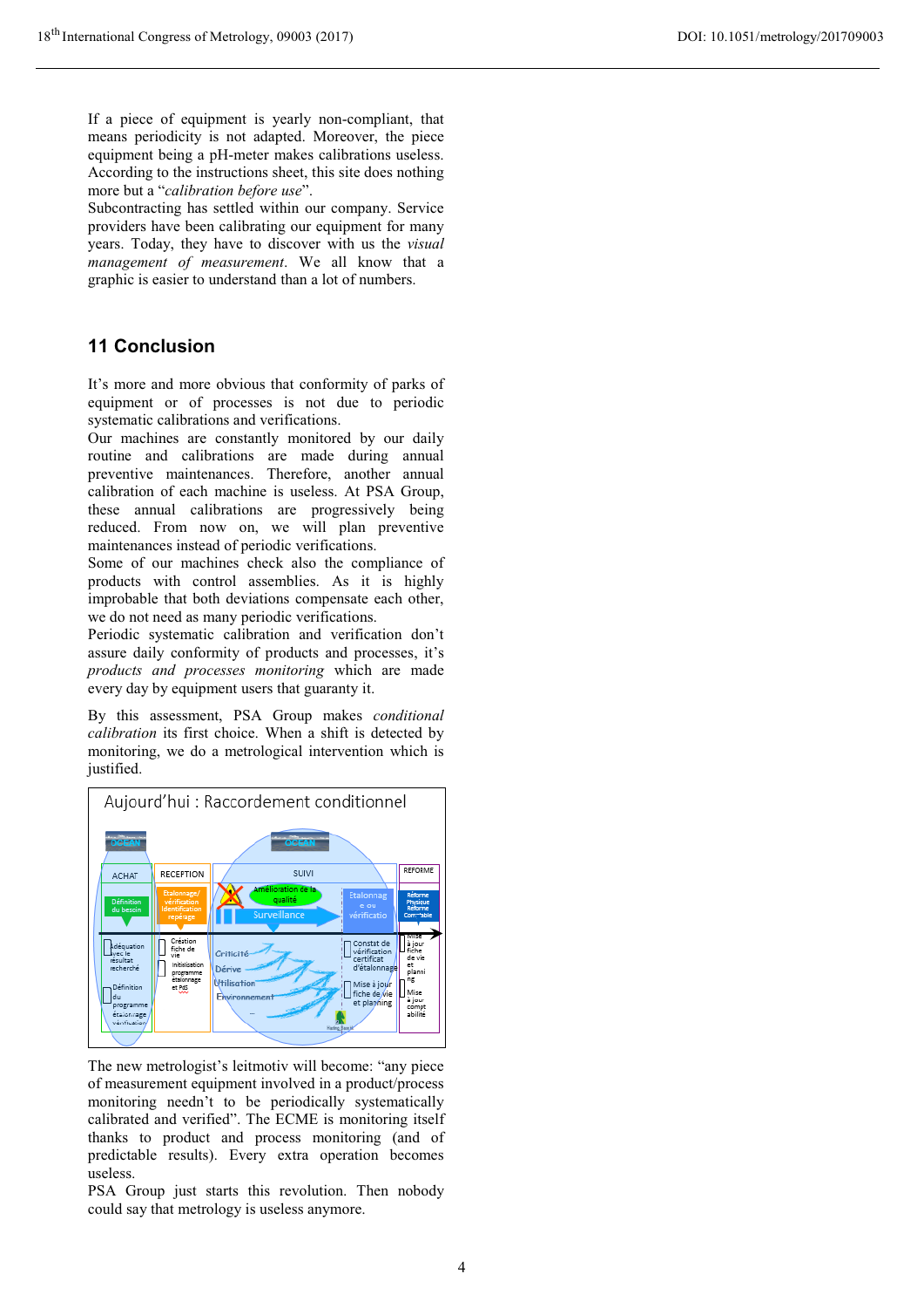If a piece of equipment is yearly non-compliant, that means periodicity is not adapted. Moreover, the piece equipment being a pH-meter makes calibrations useless. According to the instructions sheet, this site does nothing more but a "*calibration before use*".
Subcontracting has settled within our company. Service providers have been calibrating our equipment for many years. Today, they have to discover with us the *visual management of measurement*. We all know that a graphic is easier to understand than a lot of numbers.

## 11 Conclusion

It's more and more obvious that conformity of parks of equipment or of processes is not due to periodic systematic calibrations and verifications.
Our machines are constantly monitored by our daily routine and calibrations are made during annual preventive maintenances. Therefore, another annual calibration of each machine is useless. At PSA Group, these annual calibrations are progressively being reduced. From now on, we will plan preventive maintenances instead of periodic verifications.
Some of our machines check also the compliance of products with control assemblies. As it is highly improbable that both deviations compensate each other, we do not need as many periodic verifications.
Periodic systematic calibration and verification don't assure daily conformity of products and processes, it's *products and processes monitoring* which are made every day by equipment users that guaranty it.

By this assessment, PSA Group makes *conditional calibration* its first choice. When a shift is detected by monitoring, we do a metrological intervention which is justified.

Aujourd'hui : Raccordement conditionnel

OCEAN
OCEAN
ACHAT
RECEPTION
SUIVI
REFORME
Définition du besoin
Etalonnage/vérification Identification repérage
Amélioration de la qualité
Surveillance
Etalonnage ou vérification
Réforme Physique Réforme Comptable
Adéquation avec le résultat recherché
Définition du programme étalonnage vérification
Création fiche de vie
Initialisation programme étalonnage et PdS
Criticité
Dérive
Utilisation
Environnement
Constat de vérification certificat d'étalonnage
Mise à jour fiche de vie et planning
Mise à jour fiche de vie et planning
Mise à jour comptabilité

The new metrologist's leitmotiv will become: "any piece of measurement equipment involved in a product/process monitoring needn't to be periodically systematically calibrated and verified". The ECME is monitoring itself thanks to product and process monitoring (and of predictable results). Every extra operation becomes useless.
PSA Group just starts this revolution. Then nobody could say that metrology is useless anymore.